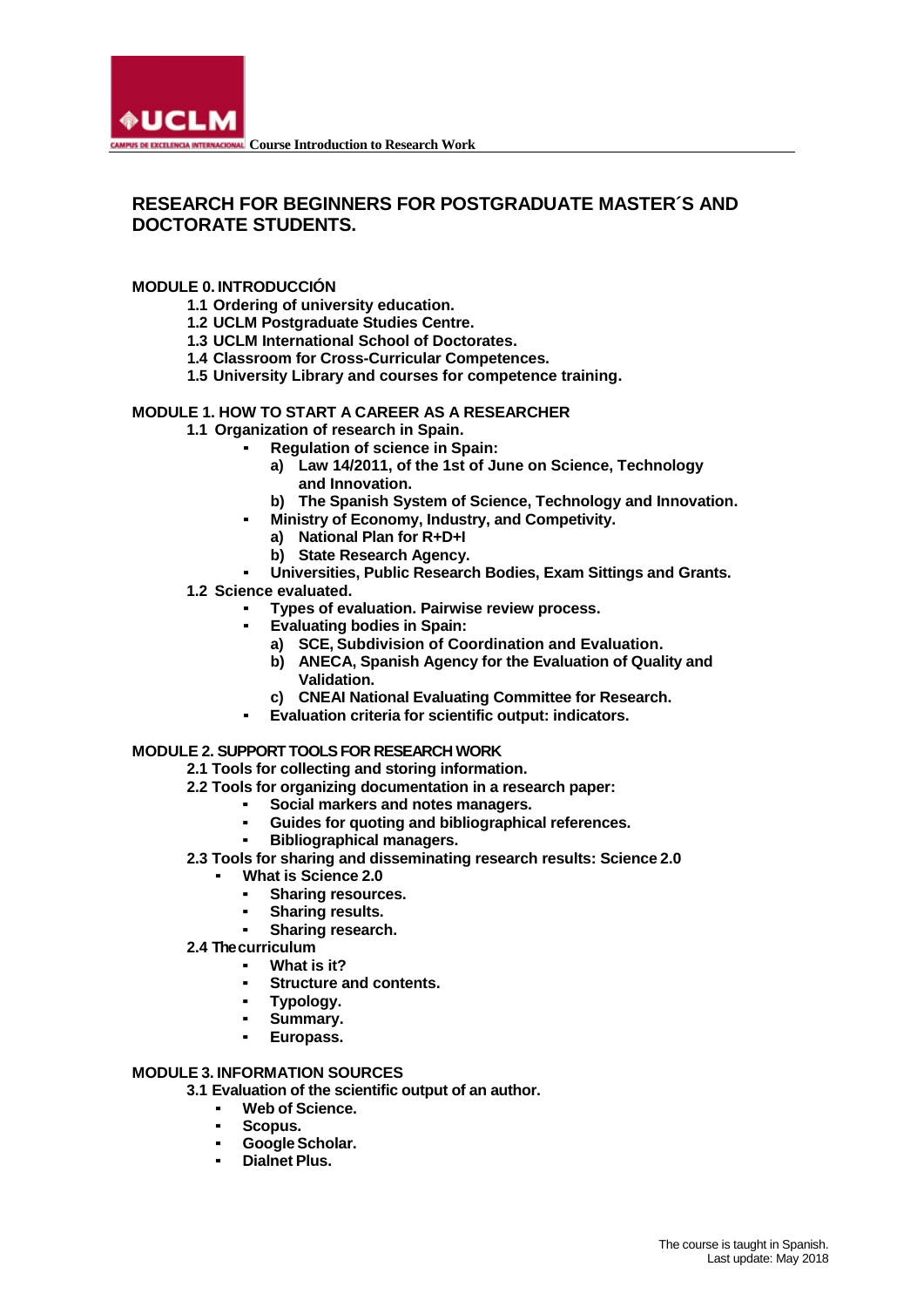# RESEARCH FOR BEGINNERS FOR POSTGRADUATE MASTER´S AND DOCTORATE STUDENTS.

**MODULE 0. INTRODUCCIÓN**

- **1.1 Ordering of university education.**
- **1.2 UCLM Postgraduate Studies Centre.**
- **1.3 UCLM International School of Doctorates.**
- **1.4 Classroom for Cross-Curricular Competences.**
- **1.5 University Library and courses for competence training.**

**MODULE 1. HOW TO START A CAREER AS A RESEARCHER**

- **1.1 Organization of research in Spain.**
  - **Regulation of science in Spain:**
    - **a) Law 14/2011, of the 1st of June on Science, Technology and Innovation.**
    - **b) The Spanish System of Science, Technology and Innovation.**
  - **Ministry of Economy, Industry, and Competivity.**
    - **a) National Plan for R+D+I**
    - **b) State Research Agency.**
  - **Universities, Public Research Bodies, Exam Sittings and Grants.**
- **1.2 Science evaluated.**
  - **Types of evaluation. Pairwise review process.**
  - **Evaluating bodies in Spain:**
    - **a) SCE, Subdivision of Coordination and Evaluation.**
    - **b) ANECA, Spanish Agency for the Evaluation of Quality and Validation.**
    - **c) CNEAI National Evaluating Committee for Research.**
  - **Evaluation criteria for scientific output: indicators.**

**MODULE 2. SUPPORT TOOLS FOR RESEARCH WORK**

- **2.1 Tools for collecting and storing information.**
- **2.2 Tools for organizing documentation in a research paper:**
  - **Social markers and notes managers.**
  - **Guides for quoting and bibliographical references.**
  - **Bibliographical managers.**
- **2.3 Tools for sharing and disseminating research results: Science 2.0**
  - **What is Science 2.0**
    - **Sharing resources.**
    - **Sharing results.**
    - **Sharing research.**
- **2.4 The curriculum**
  - **What is it?**
  - **Structure and contents.**
  - **Typology.**
  - **Summary.**
  - **Europass.**

**MODULE 3. INFORMATION SOURCES**

- **3.1 Evaluation of the scientific output of an author.**
  - **Web of Science.**
  - **Scopus.**
  - **Google Scholar.**
  - **Dialnet Plus.**

The course is taught in Spanish.
Last update: May 2018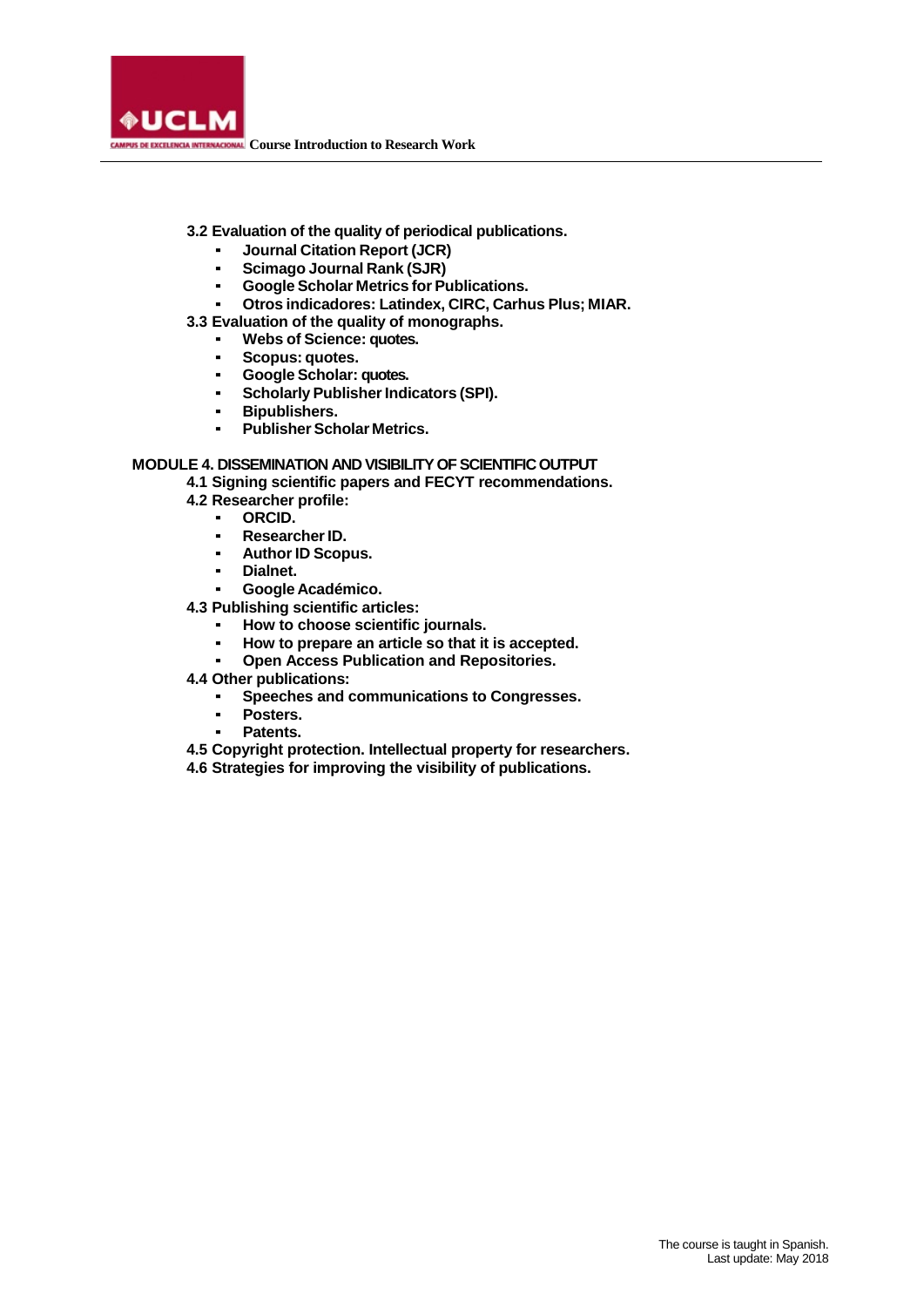**3.2 Evaluation of the quality of periodical publications.**

- **Journal Citation Report (JCR)**
- **Scimago Journal Rank (SJR)**
- **Google Scholar Metrics for Publications.**
- **Otros indicadores: Latindex, CIRC, Carhus Plus; MIAR.**

**3.3 Evaluation of the quality of monographs.**

- **Webs of Science: quotes.**
- **Scopus: quotes.**
- **Google Scholar: quotes.**
- **Scholarly Publisher Indicators (SPI).**
- **Bipublishers.**
- **Publisher Scholar Metrics.**

## MODULE 4. DISSEMINATION AND VISIBILITY OF SCIENTIFIC OUTPUT

**4.1 Signing scientific papers and FECYT recommendations.**

**4.2 Researcher profile:**

- **ORCID.**
- **Researcher ID.**
- **Author ID Scopus.**
- **Dialnet.**
- **Google Académico.**

**4.3 Publishing scientific articles:**

- **How to choose scientific journals.**
- **How to prepare an article so that it is accepted.**
- **Open Access Publication and Repositories.**

**4.4 Other publications:**

- **Speeches and communications to Congresses.**
- **Posters.**
- **Patents.**

**4.5 Copyright protection. Intellectual property for researchers.**

**4.6 Strategies for improving the visibility of publications.**

The course is taught in Spanish.
Last update: May 2018